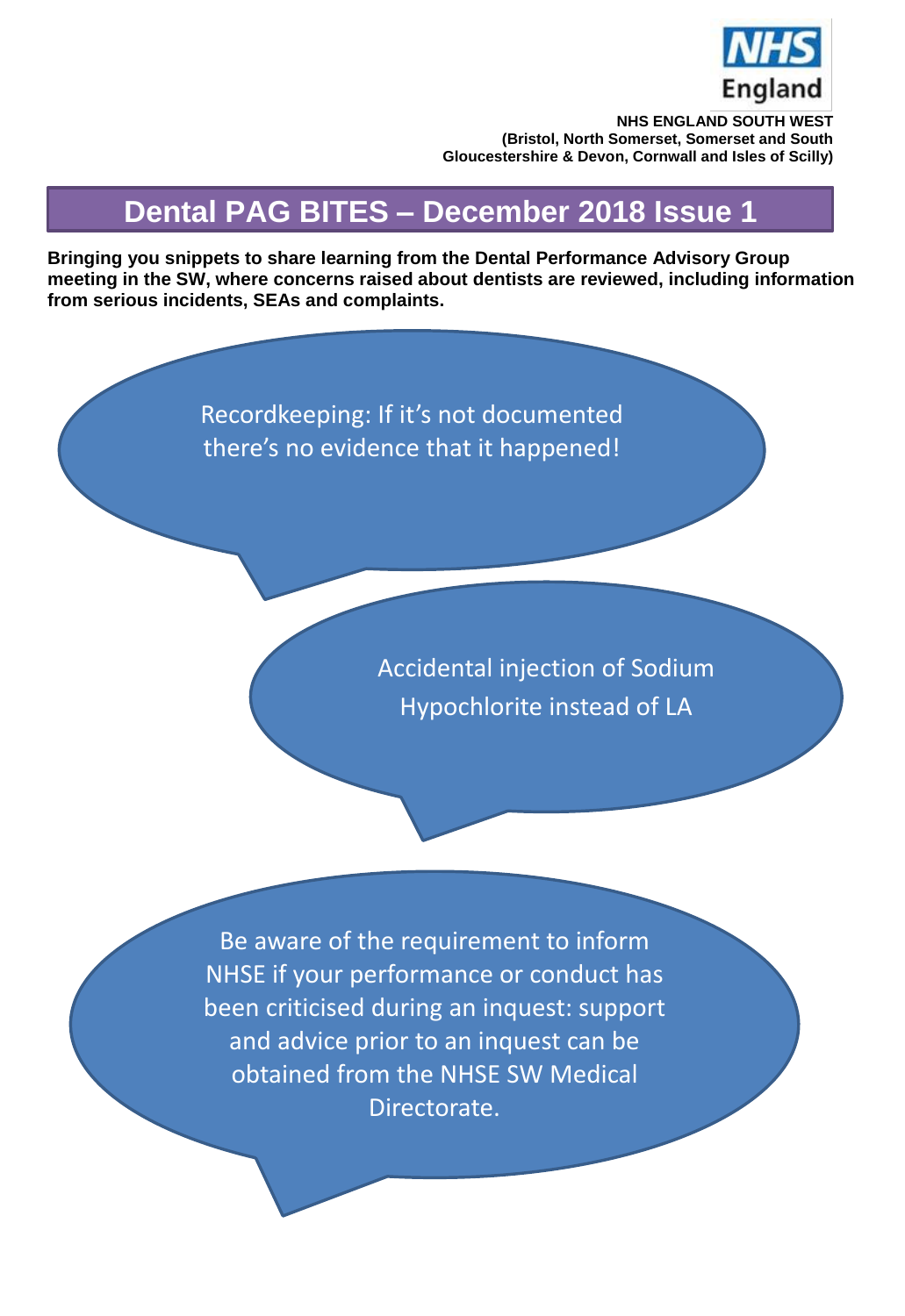NHS England

**NHS ENGLAND SOUTH WEST**
**(Bristol, North Somerset, Somerset and South Gloucestershire & Devon, Cornwall and Isles of Scilly)**

# Dental PAG BITES – December 2018 Issue 1

**Bringing you snippets to share learning from the Dental Performance Advisory Group meeting in the SW, where concerns raised about dentists are reviewed, including information from serious incidents, SEAs and complaints.**

Recordkeeping: If it's not documented there's no evidence that it happened!

Accidental injection of Sodium Hypochlorite instead of LA

Be aware of the requirement to inform NHSE if your performance or conduct has been criticised during an inquest: support and advice prior to an inquest can be obtained from the NHSE SW Medical Directorate.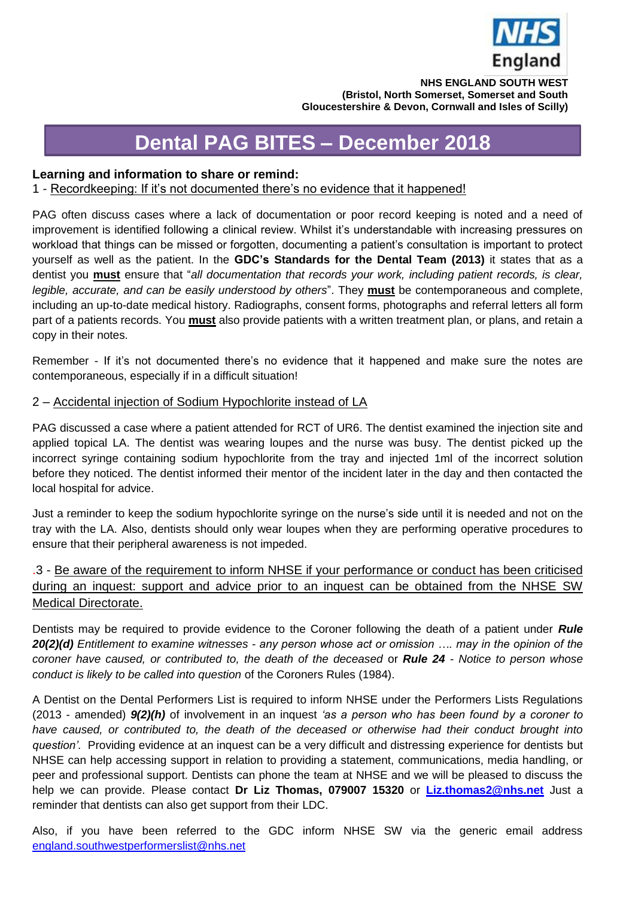NHS England

**NHS ENGLAND SOUTH WEST**
**(Bristol, North Somerset, Somerset and South Gloucestershire & Devon, Cornwall and Isles of Scilly)**

# Dental PAG BITES – December 2018

**Learning and information to share or remind:**

1 - Recordkeeping: If it's not documented there's no evidence that it happened!

PAG often discuss cases where a lack of documentation or poor record keeping is noted and a need of improvement is identified following a clinical review. Whilst it's understandable with increasing pressures on workload that things can be missed or forgotten, documenting a patient's consultation is important to protect yourself as well as the patient. In the **GDC's Standards for the Dental Team (2013)** it states that as a dentist you **must** ensure that "*all documentation that records your work, including patient records, is clear, legible, accurate, and can be easily understood by others*". They **must** be contemporaneous and complete, including an up-to-date medical history. Radiographs, consent forms, photographs and referral letters all form part of a patients records. You **must** also provide patients with a written treatment plan, or plans, and retain a copy in their notes.

Remember - If it's not documented there's no evidence that it happened and make sure the notes are contemporaneous, especially if in a difficult situation!

2 – Accidental injection of Sodium Hypochlorite instead of LA

PAG discussed a case where a patient attended for RCT of UR6. The dentist examined the injection site and applied topical LA. The dentist was wearing loupes and the nurse was busy. The dentist picked up the incorrect syringe containing sodium hypochlorite from the tray and injected 1ml of the incorrect solution before they noticed. The dentist informed their mentor of the incident later in the day and then contacted the local hospital for advice.

Just a reminder to keep the sodium hypochlorite syringe on the nurse's side until it is needed and not on the tray with the LA. Also, dentists should only wear loupes when they are performing operative procedures to ensure that their peripheral awareness is not impeded.

.3 - Be aware of the requirement to inform NHSE if your performance or conduct has been criticised during an inquest: support and advice prior to an inquest can be obtained from the NHSE SW Medical Directorate.

Dentists may be required to provide evidence to the Coroner following the death of a patient under ***Rule 20(2)(d)*** *Entitlement to examine witnesses - any person whose act or omission …. may in the opinion of the coroner have caused, or contributed to, the death of the deceased* or ***Rule 24*** *- Notice to person whose conduct is likely to be called into question* of the Coroners Rules (1984).

A Dentist on the Dental Performers List is required to inform NHSE under the Performers Lists Regulations (2013 - amended) ***9(2)(h)*** of involvement in an inquest *'as a person who has been found by a coroner to have caused, or contributed to, the death of the deceased or otherwise had their conduct brought into question'*. Providing evidence at an inquest can be a very difficult and distressing experience for dentists but NHSE can help accessing support in relation to providing a statement, communications, media handling, or peer and professional support. Dentists can phone the team at NHSE and we will be pleased to discuss the help we can provide. Please contact **Dr Liz Thomas, 079007 15320** or **Liz.thomas2@nhs.net** Just a reminder that dentists can also get support from their LDC.

Also, if you have been referred to the GDC inform NHSE SW via the generic email address england.southwestperformerslist@nhs.net